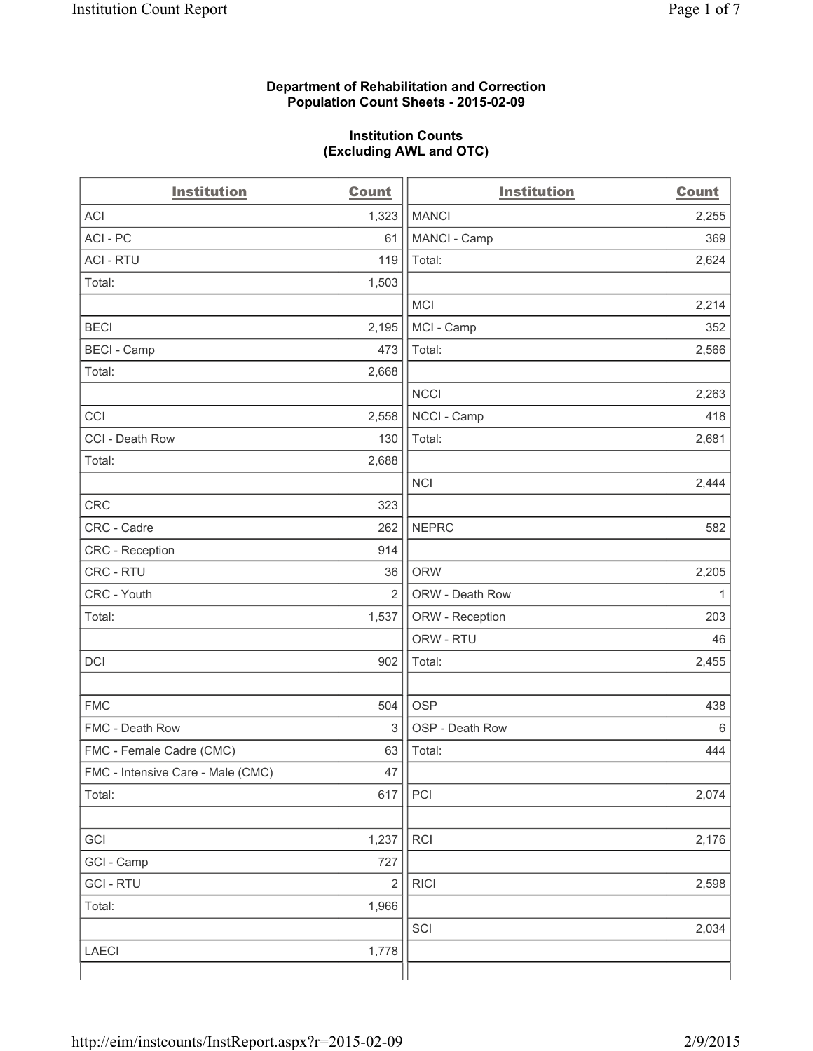**Department of Rehabilitation and Correction**
**Population Count Sheets - 2015-02-09**

**Institution Counts**
**(Excluding AWL and OTC)**

| Institution | Count |
|---|---|
| ACI | 1,323 |
| ACI - PC | 61 |
| ACI - RTU | 119 |
| Total: | 1,503 |
| | |
| BECI | 2,195 |
| BECI - Camp | 473 |
| Total: | 2,668 |
| | |
| CCI | 2,558 |
| CCI - Death Row | 130 |
| Total: | 2,688 |
| | |
| CRC | 323 |
| CRC - Cadre | 262 |
| CRC - Reception | 914 |
| CRC - RTU | 36 |
| CRC - Youth | 2 |
| Total: | 1,537 |
| | |
| DCI | 902 |
| | |
| FMC | 504 |
| FMC - Death Row | 3 |
| FMC - Female Cadre (CMC) | 63 |
| FMC - Intensive Care - Male (CMC) | 47 |
| Total: | 617 |
| | |
| GCI | 1,237 |
| GCI - Camp | 727 |
| GCI - RTU | 2 |
| Total: | 1,966 |
| | |
| LAECI | 1,778 |

| Institution | Count |
|---|---|
| MANCI | 2,255 |
| MANCI - Camp | 369 |
| Total: | 2,624 |
| | |
| MCI | 2,214 |
| MCI - Camp | 352 |
| Total: | 2,566 |
| | |
| NCCI | 2,263 |
| NCCI - Camp | 418 |
| Total: | 2,681 |
| | |
| NCI | 2,444 |
| | |
| NEPRC | 582 |
| | |
| ORW | 2,205 |
| ORW - Death Row | 1 |
| ORW - Reception | 203 |
| ORW - RTU | 46 |
| Total: | 2,455 |
| | |
| OSP | 438 |
| OSP - Death Row | 6 |
| Total: | 444 |
| | |
| PCI | 2,074 |
| | |
| RCI | 2,176 |
| | |
| RICI | 2,598 |
| | |
| SCI | 2,034 |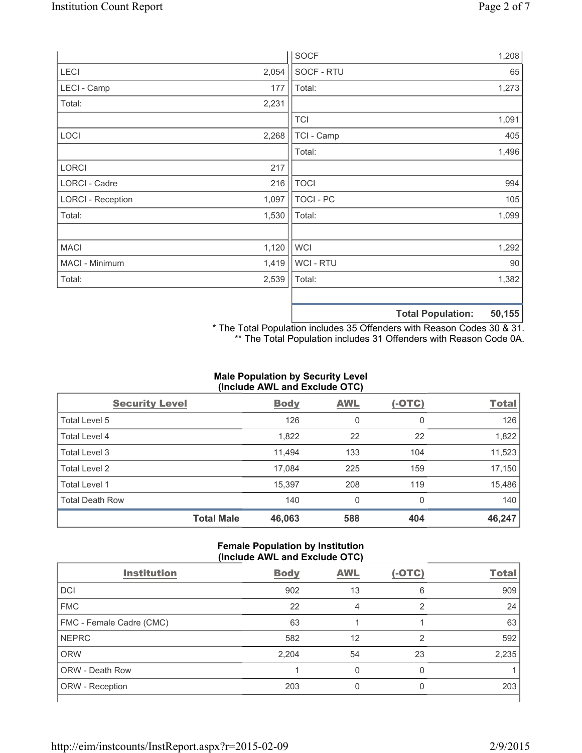| | | | |
|---|---|---|---|
| | | SOCF | 1,208 |
| LECI | 2,054 | SOCF - RTU | 65 |
| LECI - Camp | 177 | Total: | 1,273 |
| Total: | 2,231 | | |
| | | TCI | 1,091 |
| LOCI | 2,268 | TCI - Camp | 405 |
| | | Total: | 1,496 |
| LORCI | 217 | | |
| LORCI - Cadre | 216 | TOCI | 994 |
| LORCI - Reception | 1,097 | TOCI - PC | 105 |
| Total: | 1,530 | Total: | 1,099 |
| | | | |
| MACI | 1,120 | WCI | 1,292 |
| MACI - Minimum | 1,419 | WCI - RTU | 90 |
| Total: | 2,539 | Total: | 1,382 |
| | | | |
| | | **Total Population:** | **50,155** |

\* The Total Population includes 35 Offenders with Reason Codes 30 & 31.
\*\* The Total Population includes 31 Offenders with Reason Code 0A.

### Male Population by Security Level (Include AWL and Exclude OTC)

| Security Level | Body | AWL | (-OTC) | Total |
|---|---|---|---|---|
| Total Level 5 | 126 | 0 | 0 | 126 |
| Total Level 4 | 1,822 | 22 | 22 | 1,822 |
| Total Level 3 | 11,494 | 133 | 104 | 11,523 |
| Total Level 2 | 17,084 | 225 | 159 | 17,150 |
| Total Level 1 | 15,397 | 208 | 119 | 15,486 |
| Total Death Row | 140 | 0 | 0 | 140 |
| **Total Male** | **46,063** | **588** | **404** | **46,247** |

### Female Population by Institution (Include AWL and Exclude OTC)

| Institution | Body | AWL | (-OTC) | Total |
|---|---|---|---|---|
| DCI | 902 | 13 | 6 | 909 |
| FMC | 22 | 4 | 2 | 24 |
| FMC - Female Cadre (CMC) | 63 | 1 | 1 | 63 |
| NEPRC | 582 | 12 | 2 | 592 |
| ORW | 2,204 | 54 | 23 | 2,235 |
| ORW - Death Row | 1 | 0 | 0 | 1 |
| ORW - Reception | 203 | 0 | 0 | 203 |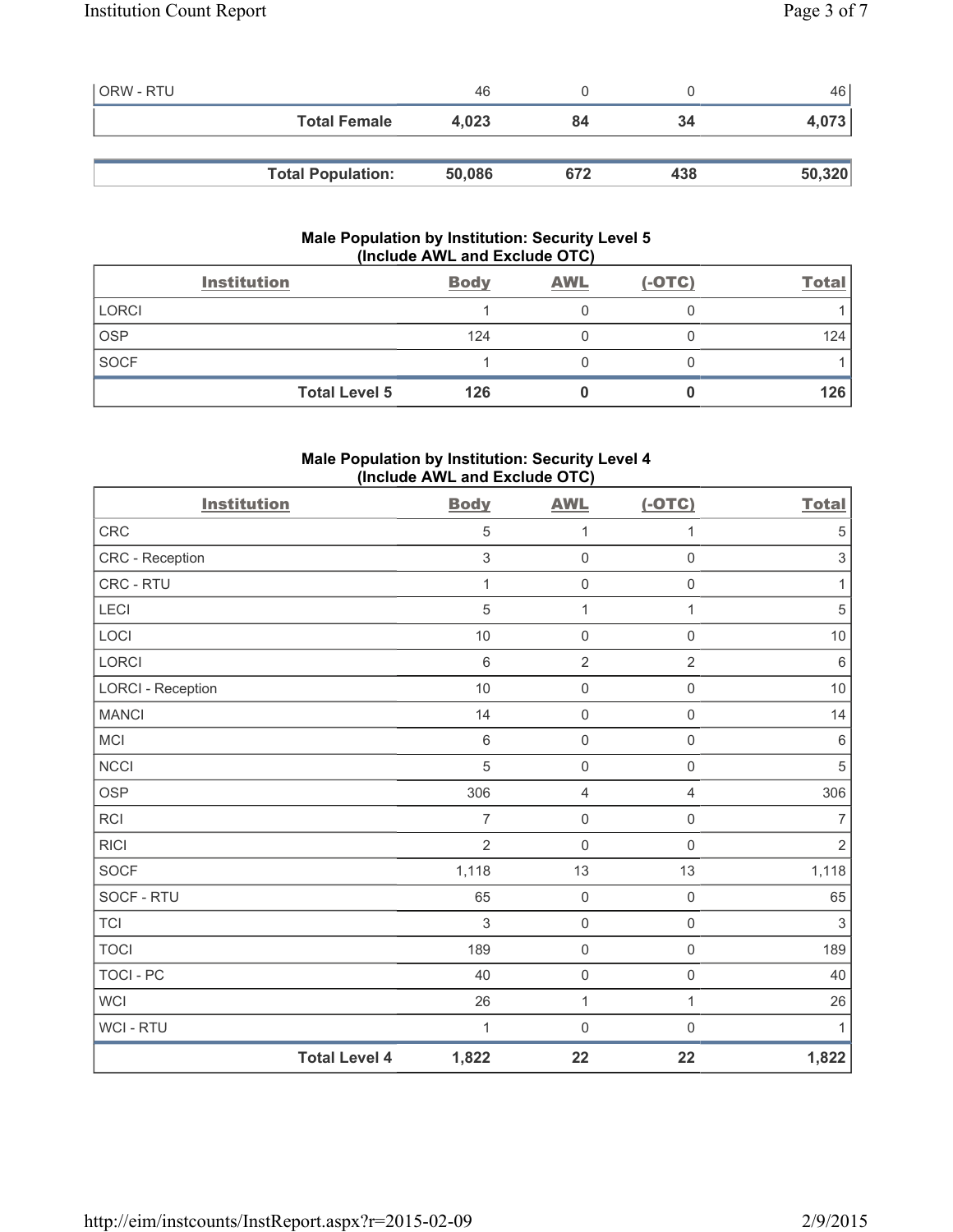| ORW - RTU | 46 | 0 | 0 | 46 |
|---|---|---|---|---|
| **Total Female** | **4,023** | **84** | **34** | **4,073** |

| **Total Population:** | **50,086** | **672** | **438** | **50,320** |
|---|---|---|---|---|

### Male Population by Institution: Security Level 5 (Include AWL and Exclude OTC)

| Institution | Body | AWL | (-OTC) | Total |
|---|---|---|---|---|
| LORCI | 1 | 0 | 0 | 1 |
| OSP | 124 | 0 | 0 | 124 |
| SOCF | 1 | 0 | 0 | 1 |
| **Total Level 5** | **126** | **0** | **0** | **126** |

### Male Population by Institution: Security Level 4 (Include AWL and Exclude OTC)

| Institution | Body | AWL | (-OTC) | Total |
|---|---|---|---|---|
| CRC | 5 | 1 | 1 | 5 |
| CRC - Reception | 3 | 0 | 0 | 3 |
| CRC - RTU | 1 | 0 | 0 | 1 |
| LECI | 5 | 1 | 1 | 5 |
| LOCI | 10 | 0 | 0 | 10 |
| LORCI | 6 | 2 | 2 | 6 |
| LORCI - Reception | 10 | 0 | 0 | 10 |
| MANCI | 14 | 0 | 0 | 14 |
| MCI | 6 | 0 | 0 | 6 |
| NCCI | 5 | 0 | 0 | 5 |
| OSP | 306 | 4 | 4 | 306 |
| RCI | 7 | 0 | 0 | 7 |
| RICI | 2 | 0 | 0 | 2 |
| SOCF | 1,118 | 13 | 13 | 1,118 |
| SOCF - RTU | 65 | 0 | 0 | 65 |
| TCI | 3 | 0 | 0 | 3 |
| TOCI | 189 | 0 | 0 | 189 |
| TOCI - PC | 40 | 0 | 0 | 40 |
| WCI | 26 | 1 | 1 | 26 |
| WCI - RTU | 1 | 0 | 0 | 1 |
| **Total Level 4** | **1,822** | **22** | **22** | **1,822** |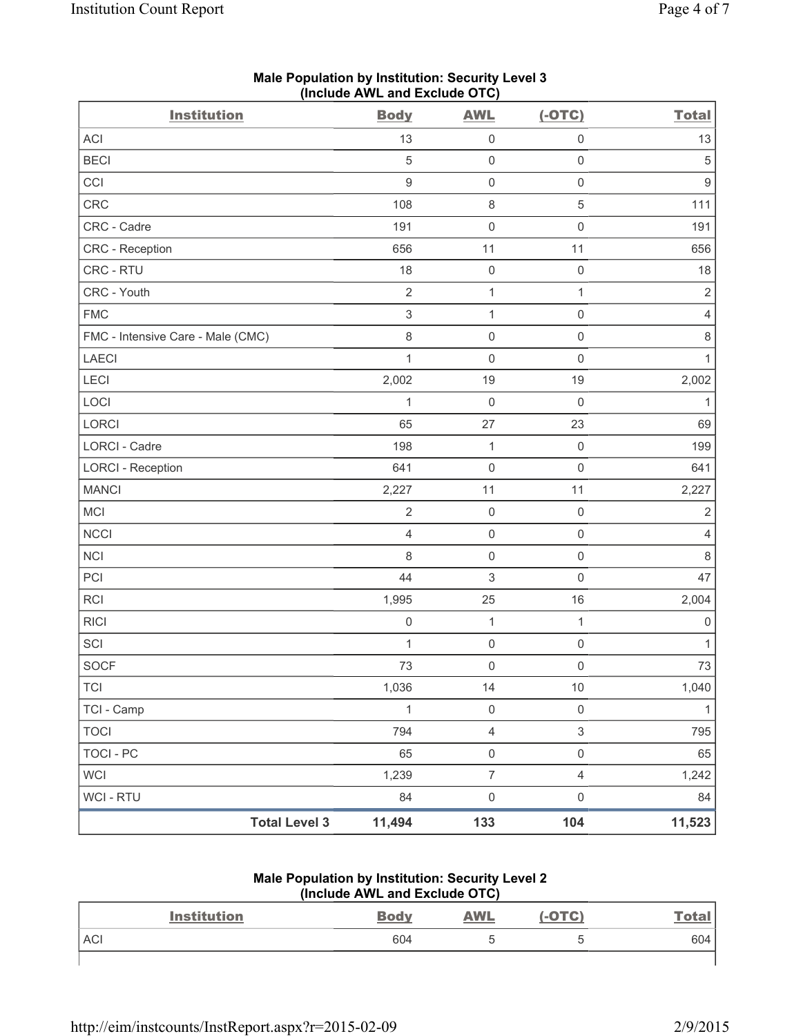**Male Population by Institution: Security Level 3 (Include AWL and Exclude OTC)**

| Institution | Body | AWL | (-OTC) | Total |
|---|---|---|---|---|
| ACI | 13 | 0 | 0 | 13 |
| BECI | 5 | 0 | 0 | 5 |
| CCI | 9 | 0 | 0 | 9 |
| CRC | 108 | 8 | 5 | 111 |
| CRC - Cadre | 191 | 0 | 0 | 191 |
| CRC - Reception | 656 | 11 | 11 | 656 |
| CRC - RTU | 18 | 0 | 0 | 18 |
| CRC - Youth | 2 | 1 | 1 | 2 |
| FMC | 3 | 1 | 0 | 4 |
| FMC - Intensive Care - Male (CMC) | 8 | 0 | 0 | 8 |
| LAECI | 1 | 0 | 0 | 1 |
| LECI | 2,002 | 19 | 19 | 2,002 |
| LOCI | 1 | 0 | 0 | 1 |
| LORCI | 65 | 27 | 23 | 69 |
| LORCI - Cadre | 198 | 1 | 0 | 199 |
| LORCI - Reception | 641 | 0 | 0 | 641 |
| MANCI | 2,227 | 11 | 11 | 2,227 |
| MCI | 2 | 0 | 0 | 2 |
| NCCI | 4 | 0 | 0 | 4 |
| NCI | 8 | 0 | 0 | 8 |
| PCI | 44 | 3 | 0 | 47 |
| RCI | 1,995 | 25 | 16 | 2,004 |
| RICI | 0 | 1 | 1 | 0 |
| SCI | 1 | 0 | 0 | 1 |
| SOCF | 73 | 0 | 0 | 73 |
| TCI | 1,036 | 14 | 10 | 1,040 |
| TCI - Camp | 1 | 0 | 0 | 1 |
| TOCI | 794 | 4 | 3 | 795 |
| TOCI - PC | 65 | 0 | 0 | 65 |
| WCI | 1,239 | 7 | 4 | 1,242 |
| WCI - RTU | 84 | 0 | 0 | 84 |
| **Total Level 3** | **11,494** | **133** | **104** | **11,523** |

**Male Population by Institution: Security Level 2 (Include AWL and Exclude OTC)**

| Institution | Body | AWL | (-OTC) | Total |
|---|---|---|---|---|
| ACI | 604 | 5 | 5 | 604 |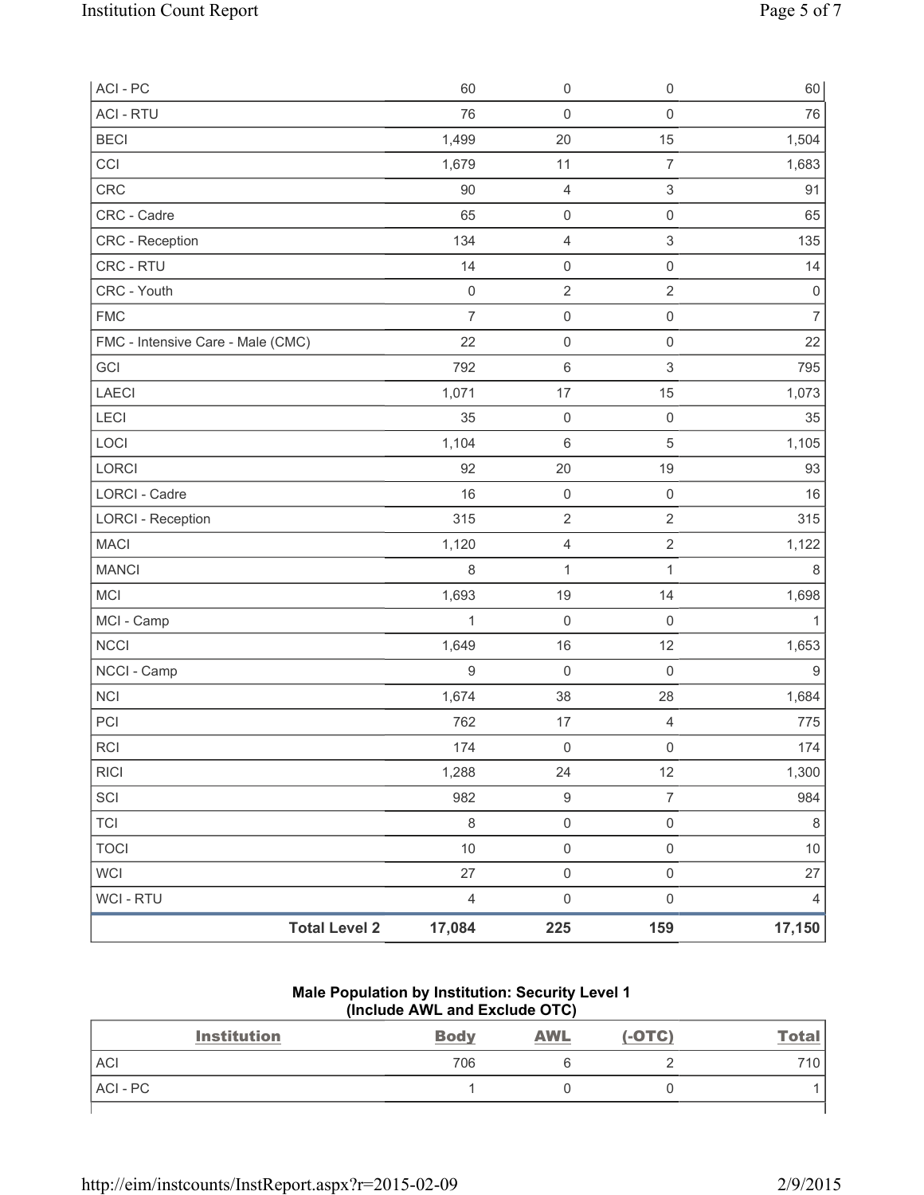| | | | | |
|---|---|---|---|---|
| ACI - PC | 60 | 0 | 0 | 60 |
| ACI - RTU | 76 | 0 | 0 | 76 |
| BECI | 1,499 | 20 | 15 | 1,504 |
| CCI | 1,679 | 11 | 7 | 1,683 |
| CRC | 90 | 4 | 3 | 91 |
| CRC - Cadre | 65 | 0 | 0 | 65 |
| CRC - Reception | 134 | 4 | 3 | 135 |
| CRC - RTU | 14 | 0 | 0 | 14 |
| CRC - Youth | 0 | 2 | 2 | 0 |
| FMC | 7 | 0 | 0 | 7 |
| FMC - Intensive Care - Male (CMC) | 22 | 0 | 0 | 22 |
| GCI | 792 | 6 | 3 | 795 |
| LAECI | 1,071 | 17 | 15 | 1,073 |
| LECI | 35 | 0 | 0 | 35 |
| LOCI | 1,104 | 6 | 5 | 1,105 |
| LORCI | 92 | 20 | 19 | 93 |
| LORCI - Cadre | 16 | 0 | 0 | 16 |
| LORCI - Reception | 315 | 2 | 2 | 315 |
| MACI | 1,120 | 4 | 2 | 1,122 |
| MANCI | 8 | 1 | 1 | 8 |
| MCI | 1,693 | 19 | 14 | 1,698 |
| MCI - Camp | 1 | 0 | 0 | 1 |
| NCCI | 1,649 | 16 | 12 | 1,653 |
| NCCI - Camp | 9 | 0 | 0 | 9 |
| NCI | 1,674 | 38 | 28 | 1,684 |
| PCI | 762 | 17 | 4 | 775 |
| RCI | 174 | 0 | 0 | 174 |
| RICI | 1,288 | 24 | 12 | 1,300 |
| SCI | 982 | 9 | 7 | 984 |
| TCI | 8 | 0 | 0 | 8 |
| TOCI | 10 | 0 | 0 | 10 |
| WCI | 27 | 0 | 0 | 27 |
| WCI - RTU | 4 | 0 | 0 | 4 |
| **Total Level 2** | **17,084** | **225** | **159** | **17,150** |

**Male Population by Institution: Security Level 1**
**(Include AWL and Exclude OTC)**

| Institution | Body | AWL | (-OTC) | Total |
|---|---|---|---|---|
| ACI | 706 | 6 | 2 | 710 |
| ACI - PC | 1 | 0 | 0 | 1 |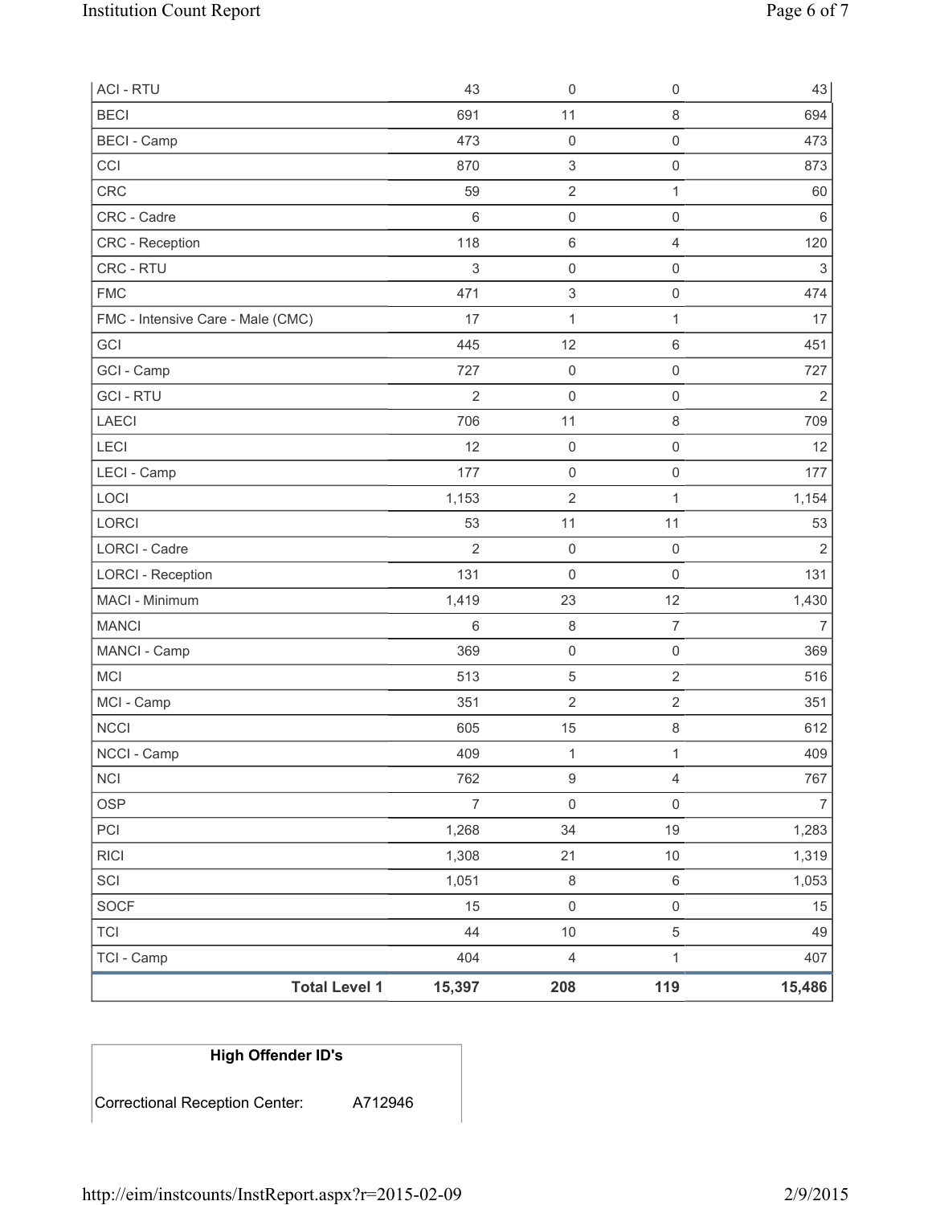| | | | | |
|---|---|---|---|---|
| ACI - RTU | 43 | 0 | 0 | 43 |
| BECI | 691 | 11 | 8 | 694 |
| BECI - Camp | 473 | 0 | 0 | 473 |
| CCI | 870 | 3 | 0 | 873 |
| CRC | 59 | 2 | 1 | 60 |
| CRC - Cadre | 6 | 0 | 0 | 6 |
| CRC - Reception | 118 | 6 | 4 | 120 |
| CRC - RTU | 3 | 0 | 0 | 3 |
| FMC | 471 | 3 | 0 | 474 |
| FMC - Intensive Care - Male (CMC) | 17 | 1 | 1 | 17 |
| GCI | 445 | 12 | 6 | 451 |
| GCI - Camp | 727 | 0 | 0 | 727 |
| GCI - RTU | 2 | 0 | 0 | 2 |
| LAECI | 706 | 11 | 8 | 709 |
| LECI | 12 | 0 | 0 | 12 |
| LECI - Camp | 177 | 0 | 0 | 177 |
| LOCI | 1,153 | 2 | 1 | 1,154 |
| LORCI | 53 | 11 | 11 | 53 |
| LORCI - Cadre | 2 | 0 | 0 | 2 |
| LORCI - Reception | 131 | 0 | 0 | 131 |
| MACI - Minimum | 1,419 | 23 | 12 | 1,430 |
| MANCI | 6 | 8 | 7 | 7 |
| MANCI - Camp | 369 | 0 | 0 | 369 |
| MCI | 513 | 5 | 2 | 516 |
| MCI - Camp | 351 | 2 | 2 | 351 |
| NCCI | 605 | 15 | 8 | 612 |
| NCCI - Camp | 409 | 1 | 1 | 409 |
| NCI | 762 | 9 | 4 | 767 |
| OSP | 7 | 0 | 0 | 7 |
| PCI | 1,268 | 34 | 19 | 1,283 |
| RICI | 1,308 | 21 | 10 | 1,319 |
| SCI | 1,051 | 8 | 6 | 1,053 |
| SOCF | 15 | 0 | 0 | 15 |
| TCI | 44 | 10 | 5 | 49 |
| TCI - Camp | 404 | 4 | 1 | 407 |
| **Total Level 1** | **15,397** | **208** | **119** | **15,486** |

| High Offender ID's | |
|---|---|
| Correctional Reception Center: | A712946 |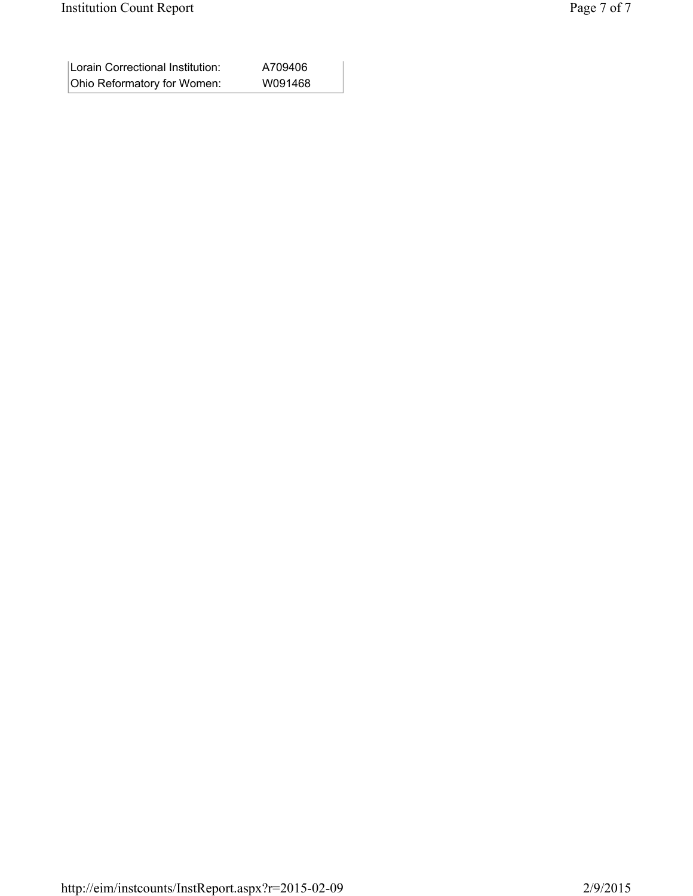| | |
|---|---|
| Lorain Correctional Institution: | A709406 |
| Ohio Reformatory for Women: | W091468 |